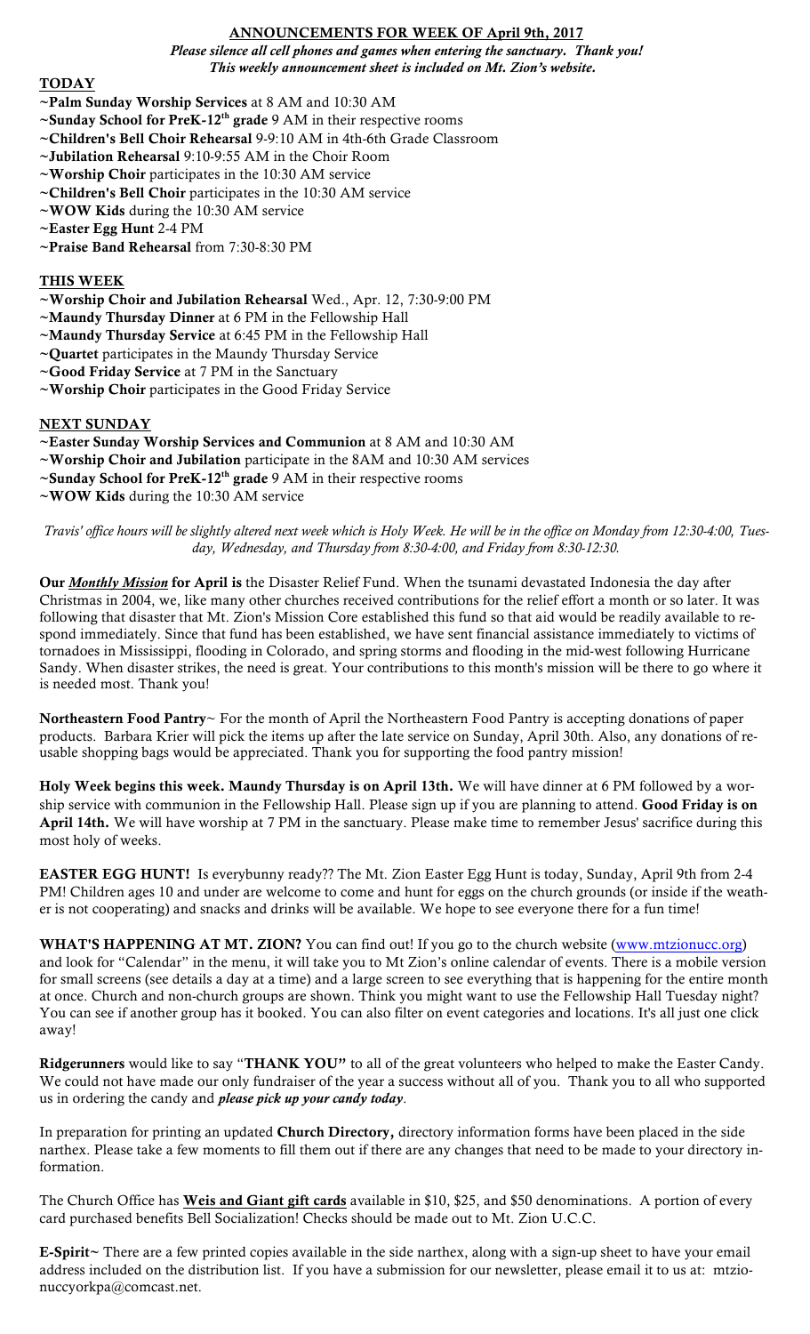## ANNOUNCEMENTS FOR WEEK OF April 9th, 2017

***Please silence all cell phones and games when entering the sanctuary. Thank you!***
***This weekly announcement sheet is included on Mt. Zion's website.***

### TODAY

~**Palm Sunday Worship Services** at 8 AM and 10:30 AM
~**Sunday School for PreK-12th grade** 9 AM in their respective rooms
~**Children's Bell Choir Rehearsal** 9-9:10 AM in 4th-6th Grade Classroom
~**Jubilation Rehearsal** 9:10-9:55 AM in the Choir Room
~**Worship Choir** participates in the 10:30 AM service
~**Children's Bell Choir** participates in the 10:30 AM service
~**WOW Kids** during the 10:30 AM service
~**Easter Egg Hunt** 2-4 PM
~**Praise Band Rehearsal** from 7:30-8:30 PM

### THIS WEEK

~**Worship Choir and Jubilation Rehearsal** Wed., Apr. 12, 7:30-9:00 PM
~**Maundy Thursday Dinner** at 6 PM in the Fellowship Hall
~**Maundy Thursday Service** at 6:45 PM in the Fellowship Hall
~**Quartet** participates in the Maundy Thursday Service
~**Good Friday Service** at 7 PM in the Sanctuary
~**Worship Choir** participates in the Good Friday Service

### NEXT SUNDAY

~**Easter Sunday Worship Services and Communion** at 8 AM and 10:30 AM
~**Worship Choir and Jubilation** participate in the 8AM and 10:30 AM services
~**Sunday School for PreK-12th grade** 9 AM in their respective rooms
~**WOW Kids** during the 10:30 AM service

*Travis' office hours will be slightly altered next week which is Holy Week. He will be in the office on Monday from 12:30-4:00, Tuesday, Wednesday, and Thursday from 8:30-4:00, and Friday from 8:30-12:30.*

**Our *Monthly Mission* for April is** the Disaster Relief Fund. When the tsunami devastated Indonesia the day after Christmas in 2004, we, like many other churches received contributions for the relief effort a month or so later. It was following that disaster that Mt. Zion's Mission Core established this fund so that aid would be readily available to respond immediately. Since that fund has been established, we have sent financial assistance immediately to victims of tornadoes in Mississippi, flooding in Colorado, and spring storms and flooding in the mid-west following Hurricane Sandy. When disaster strikes, the need is great. Your contributions to this month's mission will be there to go where it is needed most. Thank you!

**Northeastern Food Pantry**~ For the month of April the Northeastern Food Pantry is accepting donations of paper products. Barbara Krier will pick the items up after the late service on Sunday, April 30th. Also, any donations of reusable shopping bags would be appreciated. Thank you for supporting the food pantry mission!

**Holy Week begins this week. Maundy Thursday is on April 13th.** We will have dinner at 6 PM followed by a worship service with communion in the Fellowship Hall. Please sign up if you are planning to attend. **Good Friday is on April 14th.** We will have worship at 7 PM in the sanctuary. Please make time to remember Jesus' sacrifice during this most holy of weeks.

**EASTER EGG HUNT!** Is everybunny ready?? The Mt. Zion Easter Egg Hunt is today, Sunday, April 9th from 2-4 PM! Children ages 10 and under are welcome to come and hunt for eggs on the church grounds (or inside if the weather is not cooperating) and snacks and drinks will be available. We hope to see everyone there for a fun time!

**WHAT'S HAPPENING AT MT. ZION?** You can find out! If you go to the church website (www.mtzionucc.org) and look for "Calendar" in the menu, it will take you to Mt Zion's online calendar of events. There is a mobile version for small screens (see details a day at a time) and a large screen to see everything that is happening for the entire month at once. Church and non-church groups are shown. Think you might want to use the Fellowship Hall Tuesday night? You can see if another group has it booked. You can also filter on event categories and locations. It's all just one click away!

**Ridgerunners** would like to say "**THANK YOU"** to all of the great volunteers who helped to make the Easter Candy. We could not have made our only fundraiser of the year a success without all of you. Thank you to all who supported us in ordering the candy and ***please pick up your candy today***.

In preparation for printing an updated **Church Directory,** directory information forms have been placed in the side narthex. Please take a few moments to fill them out if there are any changes that need to be made to your directory information.

The Church Office has **Weis and Giant gift cards** available in $10, $25, and $50 denominations. A portion of every card purchased benefits Bell Socialization! Checks should be made out to Mt. Zion U.C.C.

**E-Spirit**~ There are a few printed copies available in the side narthex, along with a sign-up sheet to have your email address included on the distribution list. If you have a submission for our newsletter, please email it to us at: mtzionuccyorkpa@comcast.net.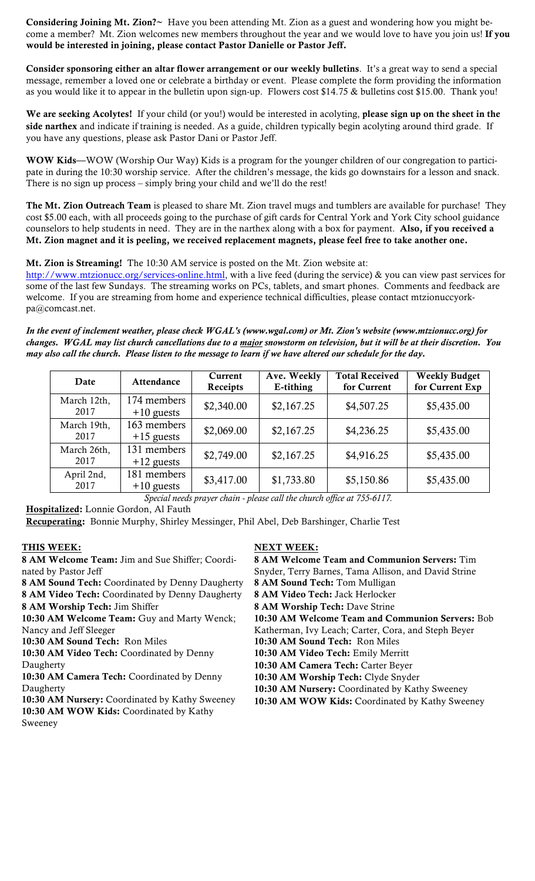**Considering Joining Mt. Zion?~** Have you been attending Mt. Zion as a guest and wondering how you might become a member? Mt. Zion welcomes new members throughout the year and we would love to have you join us! **If you would be interested in joining, please contact Pastor Danielle or Pastor Jeff.**

**Consider sponsoring either an altar flower arrangement or our weekly bulletins**. It's a great way to send a special message, remember a loved one or celebrate a birthday or event. Please complete the form providing the information as you would like it to appear in the bulletin upon sign-up. Flowers cost $14.75 & bulletins cost $15.00. Thank you!

**We are seeking Acolytes!** If your child (or you!) would be interested in acolyting, **please sign up on the sheet in the side narthex** and indicate if training is needed. As a guide, children typically begin acolyting around third grade. If you have any questions, please ask Pastor Dani or Pastor Jeff.

**WOW Kids**—WOW (Worship Our Way) Kids is a program for the younger children of our congregation to participate in during the 10:30 worship service. After the children's message, the kids go downstairs for a lesson and snack. There is no sign up process – simply bring your child and we'll do the rest!

**The Mt. Zion Outreach Team** is pleased to share Mt. Zion travel mugs and tumblers are available for purchase! They cost $5.00 each, with all proceeds going to the purchase of gift cards for Central York and York City school guidance counselors to help students in need. They are in the narthex along with a box for payment. **Also, if you received a Mt. Zion magnet and it is peeling, we received replacement magnets, please feel free to take another one.**

**Mt. Zion is Streaming!** The 10:30 AM service is posted on the Mt. Zion website at: http://www.mtzionucc.org/services-online.html, with a live feed (during the service) & you can view past services for some of the last few Sundays. The streaming works on PCs, tablets, and smart phones. Comments and feedback are welcome. If you are streaming from home and experience technical difficulties, please contact mtzionuccyork-pa@comcast.net.

***In the event of inclement weather, please check WGAL's (www.wgal.com) or Mt. Zion's website (www.mtzionucc.org) for changes. WGAL may list church cancellations due to a major snowstorm on television, but it will be at their discretion. You may also call the church. Please listen to the message to learn if we have altered our schedule for the day.***

| Date | Attendance | Current Receipts | Ave. Weekly E-tithing | Total Received for Current | Weekly Budget for Current Exp |
|---|---|---|---|---|---|
| March 12th, 2017 | 174 members +10 guests | $2,340.00 | $2,167.25 | $4,507.25 | $5,435.00 |
| March 19th, 2017 | 163 members +15 guests | $2,069.00 | $2,167.25 | $4,236.25 | $5,435.00 |
| March 26th, 2017 | 131 members +12 guests | $2,749.00 | $2,167.25 | $4,916.25 | $5,435.00 |
| April 2nd, 2017 | 181 members +10 guests | $3,417.00 | $1,733.80 | $5,150.86 | $5,435.00 |

*Special needs prayer chain - please call the church office at 755-6117.*

**Hospitalized:** Lonnie Gordon, Al Fauth

**Recuperating:** Bonnie Murphy, Shirley Messinger, Phil Abel, Deb Barshinger, Charlie Test

**THIS WEEK:**

**8 AM Welcome Team:** Jim and Sue Shiffer; Coordinated by Pastor Jeff
**8 AM Sound Tech:** Coordinated by Denny Daugherty
**8 AM Video Tech:** Coordinated by Denny Daugherty
**8 AM Worship Tech:** Jim Shiffer
**10:30 AM Welcome Team:** Guy and Marty Wenck; Nancy and Jeff Sleeger
**10:30 AM Sound Tech:** Ron Miles
**10:30 AM Video Tech:** Coordinated by Denny Daugherty
**10:30 AM Camera Tech:** Coordinated by Denny Daugherty
**10:30 AM Nursery:** Coordinated by Kathy Sweeney
**10:30 AM WOW Kids:** Coordinated by Kathy Sweeney

**NEXT WEEK:**

**8 AM Welcome Team and Communion Servers:** Tim Snyder, Terry Barnes, Tama Allison, and David Strine
**8 AM Sound Tech:** Tom Mulligan
**8 AM Video Tech:** Jack Herlocker
**8 AM Worship Tech:** Dave Strine
**10:30 AM Welcome Team and Communion Servers:** Bob Katherman, Ivy Leach; Carter, Cora, and Steph Beyer
**10:30 AM Sound Tech:** Ron Miles
**10:30 AM Video Tech:** Emily Merritt
**10:30 AM Camera Tech:** Carter Beyer
**10:30 AM Worship Tech:** Clyde Snyder
**10:30 AM Nursery:** Coordinated by Kathy Sweeney
**10:30 AM WOW Kids:** Coordinated by Kathy Sweeney